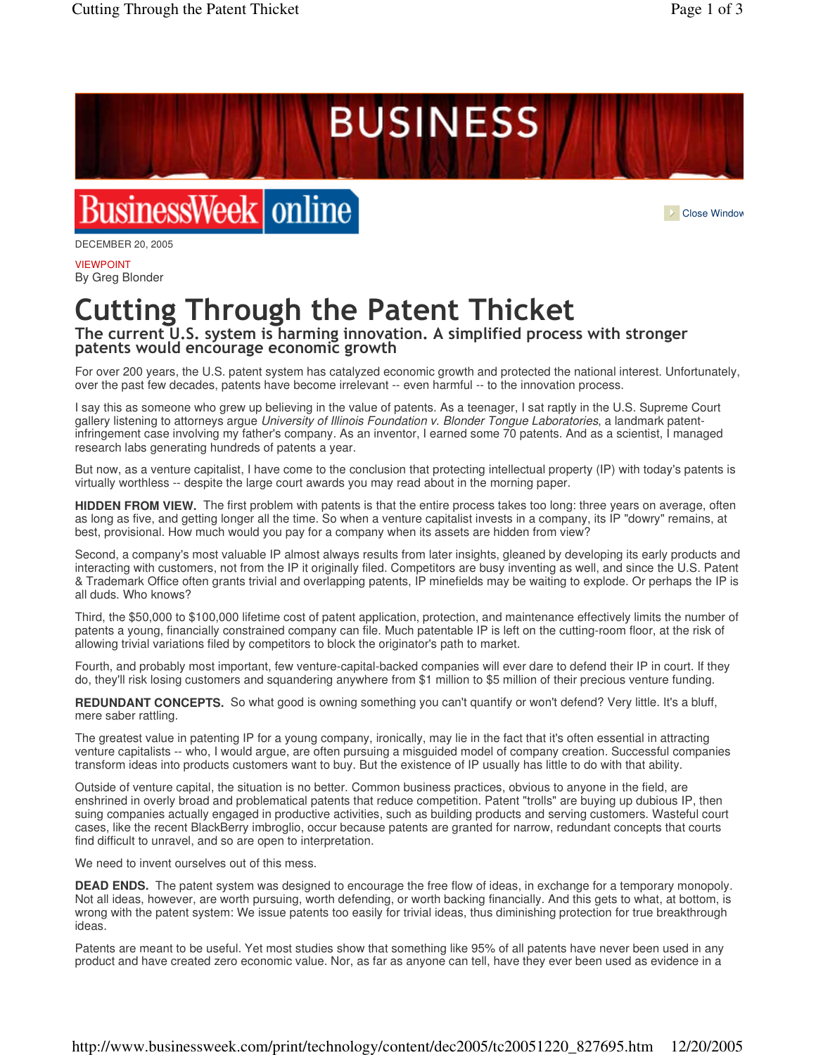DECEMBER 20, 2005

VIEWPOINT
By Greg Blonder

# Cutting Through the Patent Thicket

## The current U.S. system is harming innovation. A simplified process with stronger patents would encourage economic growth

For over 200 years, the U.S. patent system has catalyzed economic growth and protected the national interest. Unfortunately, over the past few decades, patents have become irrelevant -- even harmful -- to the innovation process.

I say this as someone who grew up believing in the value of patents. As a teenager, I sat raptly in the U.S. Supreme Court gallery listening to attorneys argue *University of Illinois Foundation v. Blonder Tongue Laboratories*, a landmark patent-infringement case involving my father's company. As an inventor, I earned some 70 patents. And as a scientist, I managed research labs generating hundreds of patents a year.

But now, as a venture capitalist, I have come to the conclusion that protecting intellectual property (IP) with today's patents is virtually worthless -- despite the large court awards you may read about in the morning paper.

**HIDDEN FROM VIEW.** The first problem with patents is that the entire process takes too long: three years on average, often as long as five, and getting longer all the time. So when a venture capitalist invests in a company, its IP "dowry" remains, at best, provisional. How much would you pay for a company when its assets are hidden from view?

Second, a company's most valuable IP almost always results from later insights, gleaned by developing its early products and interacting with customers, not from the IP it originally filed. Competitors are busy inventing as well, and since the U.S. Patent & Trademark Office often grants trivial and overlapping patents, IP minefields may be waiting to explode. Or perhaps the IP is all duds. Who knows?

Third, the $50,000 to $100,000 lifetime cost of patent application, protection, and maintenance effectively limits the number of patents a young, financially constrained company can file. Much patentable IP is left on the cutting-room floor, at the risk of allowing trivial variations filed by competitors to block the originator's path to market.

Fourth, and probably most important, few venture-capital-backed companies will ever dare to defend their IP in court. If they do, they'll risk losing customers and squandering anywhere from $1 million to $5 million of their precious venture funding.

**REDUNDANT CONCEPTS.** So what good is owning something you can't quantify or won't defend? Very little. It's a bluff, mere saber rattling.

The greatest value in patenting IP for a young company, ironically, may lie in the fact that it's often essential in attracting venture capitalists -- who, I would argue, are often pursuing a misguided model of company creation. Successful companies transform ideas into products customers want to buy. But the existence of IP usually has little to do with that ability.

Outside of venture capital, the situation is no better. Common business practices, obvious to anyone in the field, are enshrined in overly broad and problematical patents that reduce competition. Patent "trolls" are buying up dubious IP, then suing companies actually engaged in productive activities, such as building products and serving customers. Wasteful court cases, like the recent BlackBerry imbroglio, occur because patents are granted for narrow, redundant concepts that courts find difficult to unravel, and so are open to interpretation.

We need to invent ourselves out of this mess.

**DEAD ENDS.** The patent system was designed to encourage the free flow of ideas, in exchange for a temporary monopoly. Not all ideas, however, are worth pursuing, worth defending, or worth backing financially. And this gets to what, at bottom, is wrong with the patent system: We issue patents too easily for trivial ideas, thus diminishing protection for true breakthrough ideas.

Patents are meant to be useful. Yet most studies show that something like 95% of all patents have never been used in any product and have created zero economic value. Nor, as far as anyone can tell, have they ever been used as evidence in a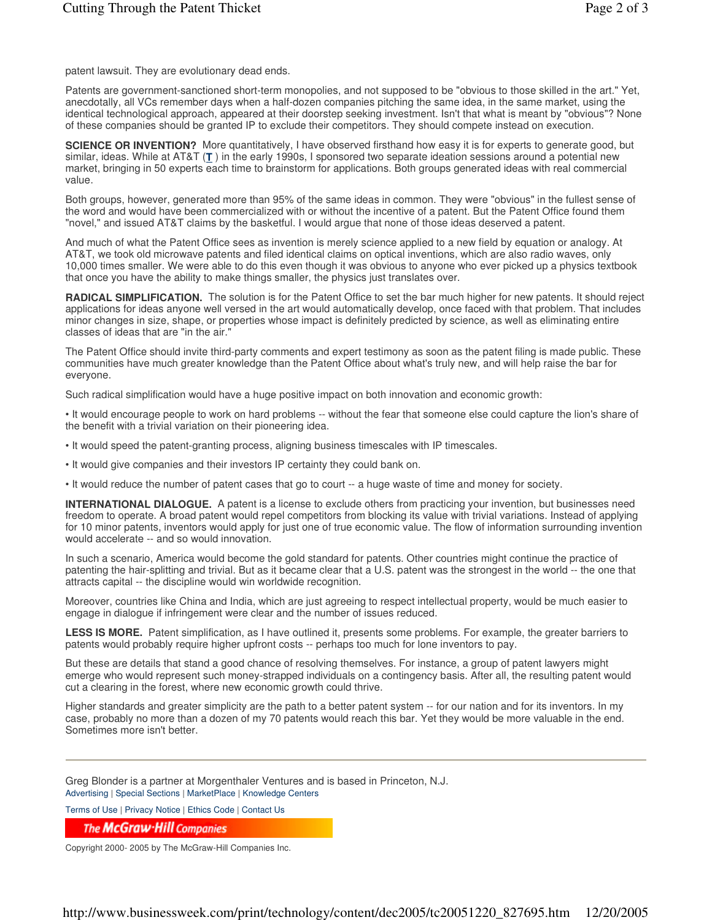patent lawsuit. They are evolutionary dead ends.

Patents are government-sanctioned short-term monopolies, and not supposed to be "obvious to those skilled in the art." Yet, anecdotally, all VCs remember days when a half-dozen companies pitching the same idea, in the same market, using the identical technological approach, appeared at their doorstep seeking investment. Isn't that what is meant by "obvious"? None of these companies should be granted IP to exclude their competitors. They should compete instead on execution.

**SCIENCE OR INVENTION?** More quantitatively, I have observed firsthand how easy it is for experts to generate good, but similar, ideas. While at AT&T (T) in the early 1990s, I sponsored two separate ideation sessions around a potential new market, bringing in 50 experts each time to brainstorm for applications. Both groups generated ideas with real commercial value.

Both groups, however, generated more than 95% of the same ideas in common. They were "obvious" in the fullest sense of the word and would have been commercialized with or without the incentive of a patent. But the Patent Office found them "novel," and issued AT&T claims by the basketful. I would argue that none of those ideas deserved a patent.

And much of what the Patent Office sees as invention is merely science applied to a new field by equation or analogy. At AT&T, we took old microwave patents and filed identical claims on optical inventions, which are also radio waves, only 10,000 times smaller. We were able to do this even though it was obvious to anyone who ever picked up a physics textbook that once you have the ability to make things smaller, the physics just translates over.

**RADICAL SIMPLIFICATION.** The solution is for the Patent Office to set the bar much higher for new patents. It should reject applications for ideas anyone well versed in the art would automatically develop, once faced with that problem. That includes minor changes in size, shape, or properties whose impact is definitely predicted by science, as well as eliminating entire classes of ideas that are "in the air."

The Patent Office should invite third-party comments and expert testimony as soon as the patent filing is made public. These communities have much greater knowledge than the Patent Office about what's truly new, and will help raise the bar for everyone.

Such radical simplification would have a huge positive impact on both innovation and economic growth:

- It would encourage people to work on hard problems -- without the fear that someone else could capture the lion's share of the benefit with a trivial variation on their pioneering idea.
- It would speed the patent-granting process, aligning business timescales with IP timescales.
- It would give companies and their investors IP certainty they could bank on.
- It would reduce the number of patent cases that go to court -- a huge waste of time and money for society.

**INTERNATIONAL DIALOGUE.** A patent is a license to exclude others from practicing your invention, but businesses need freedom to operate. A broad patent would repel competitors from blocking its value with trivial variations. Instead of applying for 10 minor patents, inventors would apply for just one of true economic value. The flow of information surrounding invention would accelerate -- and so would innovation.

In such a scenario, America would become the gold standard for patents. Other countries might continue the practice of patenting the hair-splitting and trivial. But as it became clear that a U.S. patent was the strongest in the world -- the one that attracts capital -- the discipline would win worldwide recognition.

Moreover, countries like China and India, which are just agreeing to respect intellectual property, would be much easier to engage in dialogue if infringement were clear and the number of issues reduced.

**LESS IS MORE.** Patent simplification, as I have outlined it, presents some problems. For example, the greater barriers to patents would probably require higher upfront costs -- perhaps too much for lone inventors to pay.

But these are details that stand a good chance of resolving themselves. For instance, a group of patent lawyers might emerge who would represent such money-strapped individuals on a contingency basis. After all, the resulting patent would cut a clearing in the forest, where new economic growth could thrive.

Higher standards and greater simplicity are the path to a better patent system -- for our nation and for its inventors. In my case, probably no more than a dozen of my 70 patents would reach this bar. Yet they would be more valuable in the end. Sometimes more isn't better.

---

Greg Blonder is a partner at Morgenthaler Ventures and is based in Princeton, N.J.

Advertising | Special Sections | MarketPlace | Knowledge Centers

Terms of Use | Privacy Notice | Ethics Code | Contact Us

The McGraw-Hill Companies

Copyright 2000- 2005 by The McGraw-Hill Companies Inc.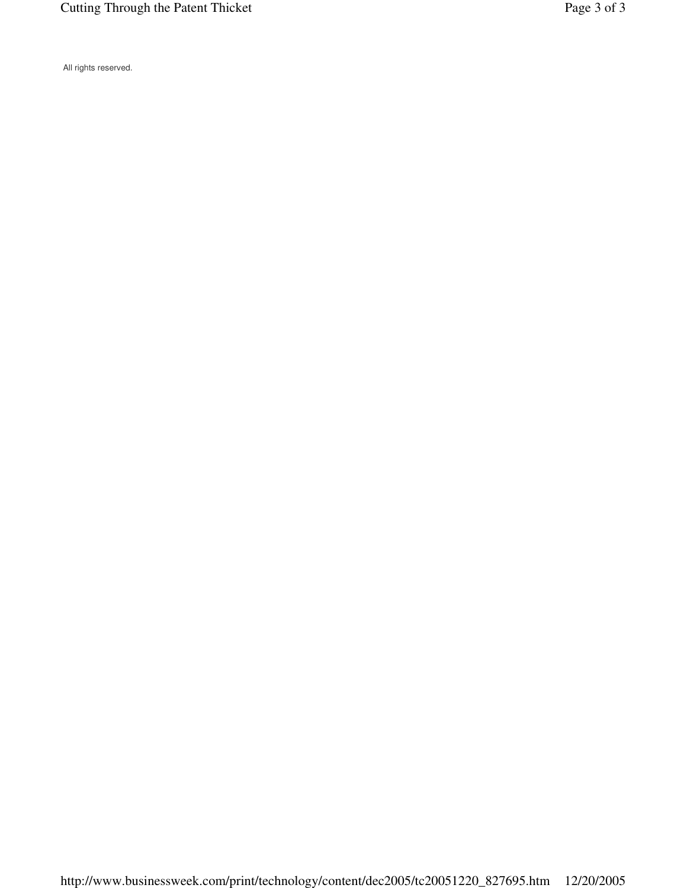All rights reserved.